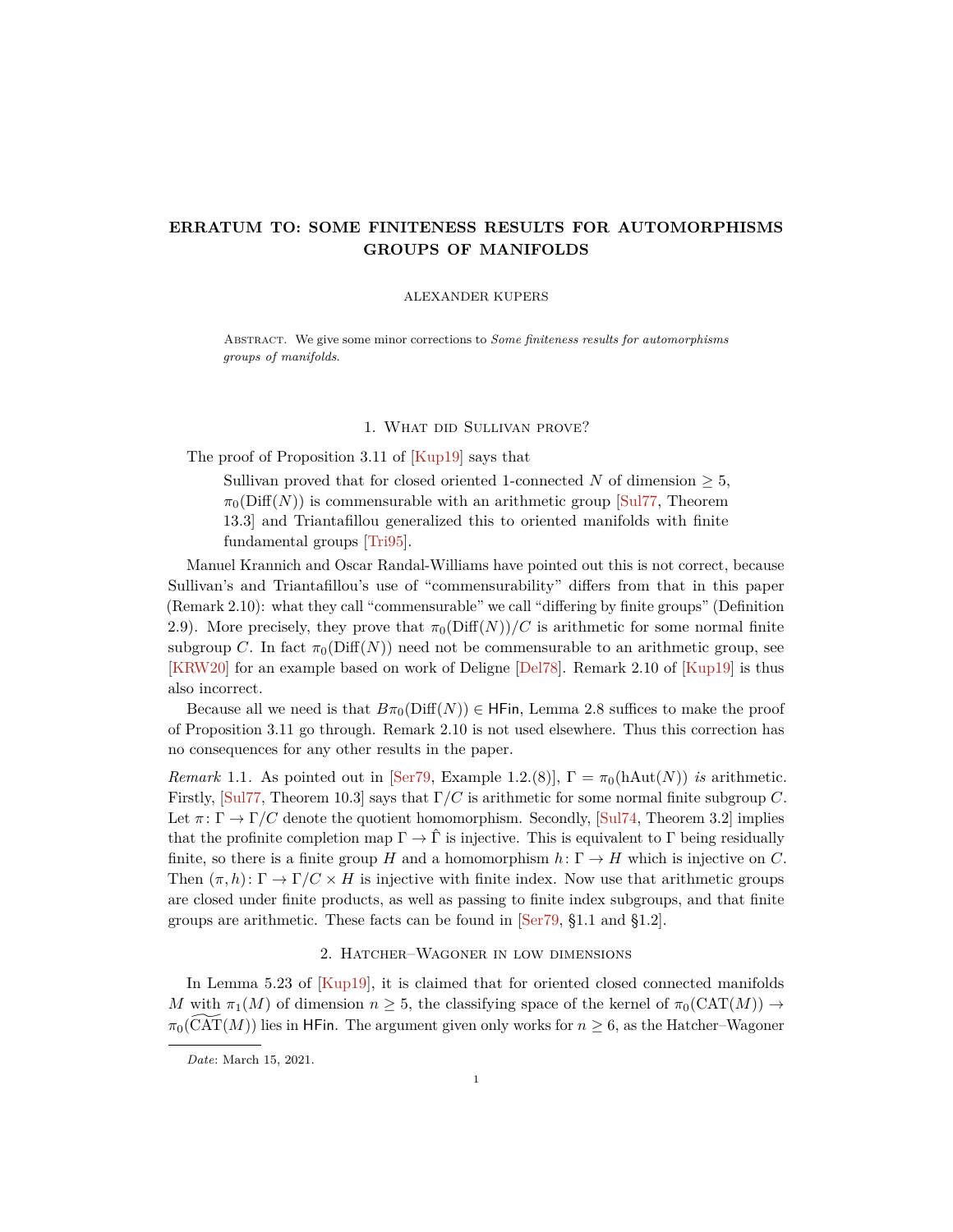# ERRATUM TO: SOME FINITENESS RESULTS FOR AUTOMORPHISMS GROUPS OF MANIFOLDS

ALEXANDER KUPERS

Abstract. We give some minor corrections to *Some finiteness results for automorphisms groups of manifolds*.

## 1. What did Sullivan prove?

The proof of Proposition 3.11 of [Kup19] says that

> Sullivan proved that for closed oriented 1-connected $N$ of dimension $\geq 5$, $\pi_0(\mathrm{Diff}(N))$ is commensurable with an arithmetic group [Sul77, Theorem 13.3] and Triantafillou generalized this to oriented manifolds with finite fundamental groups [Tri95].

Manuel Krannich and Oscar Randal-Williams have pointed out this is not correct, because Sullivan's and Triantafillou's use of "commensurability" differs from that in this paper (Remark 2.10): what they call "commensurable" we call "differing by finite groups" (Definition 2.9). More precisely, they prove that $\pi_0(\mathrm{Diff}(N))/C$ is arithmetic for some normal finite subgroup $C$. In fact $\pi_0(\mathrm{Diff}(N))$ need not be commensurable to an arithmetic group, see [KRW20] for an example based on work of Deligne [Del78]. Remark 2.10 of [Kup19] is thus also incorrect.

Because all we need is that $B\pi_0(\mathrm{Diff}(N)) \in \mathsf{HFin}$, Lemma 2.8 suffices to make the proof of Proposition 3.11 go through. Remark 2.10 is not used elsewhere. Thus this correction has no consequences for any other results in the paper.

*Remark* 1.1. As pointed out in [Ser79, Example 1.2.(8)], $\Gamma = \pi_0(\mathrm{hAut}(N))$ *is* arithmetic. Firstly, [Sul77, Theorem 10.3] says that $\Gamma/C$ is arithmetic for some normal finite subgroup $C$. Let $\pi\colon \Gamma \to \Gamma/C$ denote the quotient homomorphism. Secondly, [Sul74, Theorem 3.2] implies that the profinite completion map $\Gamma \to \hat{\Gamma}$ is injective. This is equivalent to $\Gamma$ being residually finite, so there is a finite group $H$ and a homomorphism $h\colon \Gamma \to H$ which is injective on $C$. Then $(\pi, h)\colon \Gamma \to \Gamma/C \times H$ is injective with finite index. Now use that arithmetic groups are closed under finite products, as well as passing to finite index subgroups, and that finite groups are arithmetic. These facts can be found in [Ser79, §1.1 and §1.2].

## 2. Hatcher–Wagoner in low dimensions

In Lemma 5.23 of [Kup19], it is claimed that for oriented closed connected manifolds $M$ with $\pi_1(M)$ of dimension $n \geq 5$, the classifying space of the kernel of $\pi_0(\mathrm{CAT}(M)) \to \pi_0(\widetilde{\mathrm{CAT}}(M))$ lies in $\mathsf{HFin}$. The argument given only works for $n \geq 6$, as the Hatcher–Wagoner

*Date*: March 15, 2021.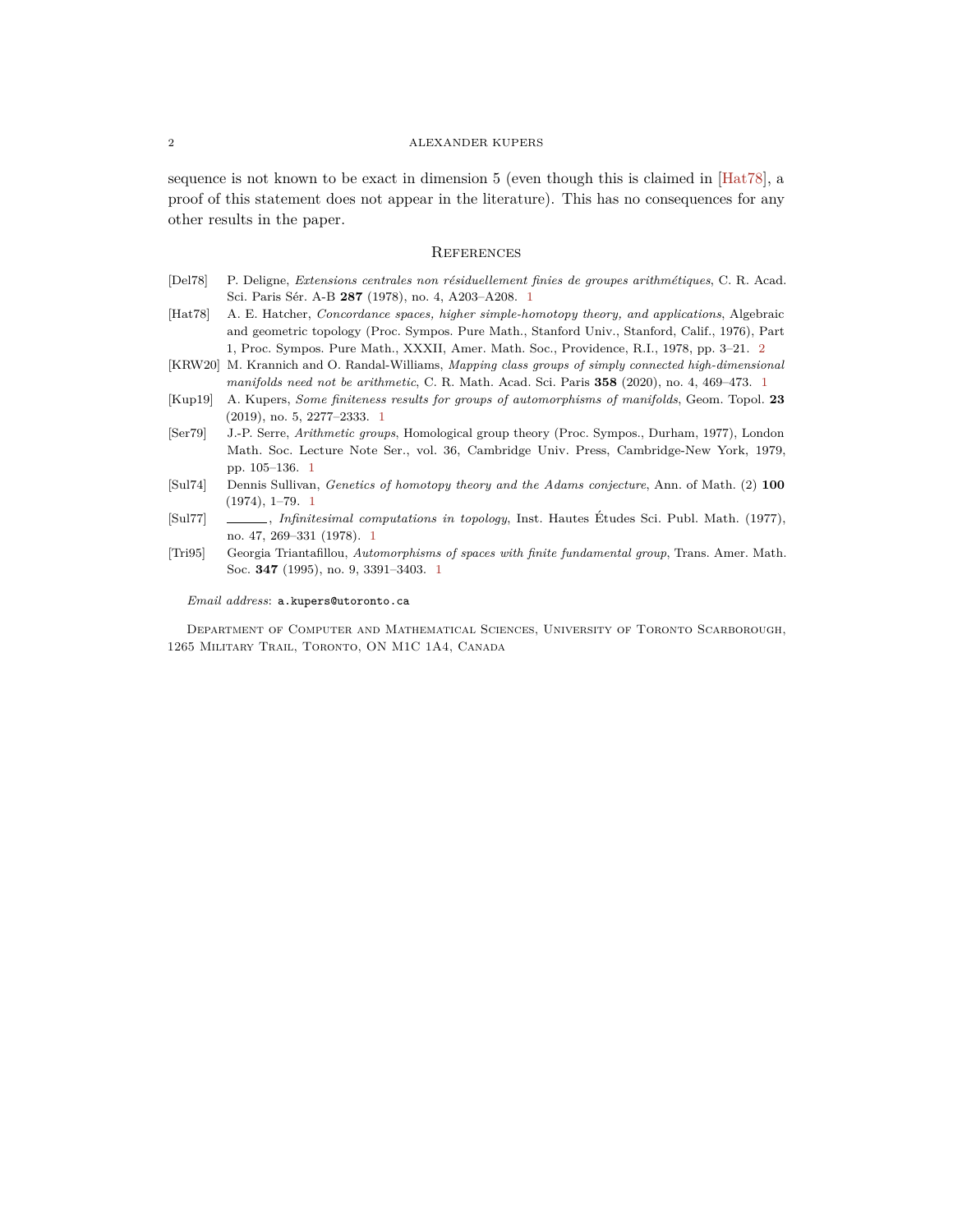sequence is not known to be exact in dimension 5 (even though this is claimed in [Hat78], a proof of this statement does not appear in the literature). This has no consequences for any other results in the paper.

## References

[Del78] P. Deligne, *Extensions centrales non résiduellement finies de groupes arithmétiques*, C. R. Acad. Sci. Paris Sér. A-B **287** (1978), no. 4, A203–A208. 1

[Hat78] A. E. Hatcher, *Concordance spaces, higher simple-homotopy theory, and applications*, Algebraic and geometric topology (Proc. Sympos. Pure Math., Stanford Univ., Stanford, Calif., 1976), Part 1, Proc. Sympos. Pure Math., XXXII, Amer. Math. Soc., Providence, R.I., 1978, pp. 3–21. 2

[KRW20] M. Krannich and O. Randal-Williams, *Mapping class groups of simply connected high-dimensional manifolds need not be arithmetic*, C. R. Math. Acad. Sci. Paris **358** (2020), no. 4, 469–473. 1

[Kup19] A. Kupers, *Some finiteness results for groups of automorphisms of manifolds*, Geom. Topol. **23** (2019), no. 5, 2277–2333. 1

[Ser79] J.-P. Serre, *Arithmetic groups*, Homological group theory (Proc. Sympos., Durham, 1977), London Math. Soc. Lecture Note Ser., vol. 36, Cambridge Univ. Press, Cambridge-New York, 1979, pp. 105–136. 1

[Sul74] Dennis Sullivan, *Genetics of homotopy theory and the Adams conjecture*, Ann. of Math. (2) **100** (1974), 1–79. 1

[Sul77] ———, *Infinitesimal computations in topology*, Inst. Hautes Études Sci. Publ. Math. (1977), no. 47, 269–331 (1978). 1

[Tri95] Georgia Triantafillou, *Automorphisms of spaces with finite fundamental group*, Trans. Amer. Math. Soc. **347** (1995), no. 9, 3391–3403. 1

*Email address*: a.kupers@utoronto.ca

Department of Computer and Mathematical Sciences, University of Toronto Scarborough, 1265 Military Trail, Toronto, ON M1C 1A4, Canada